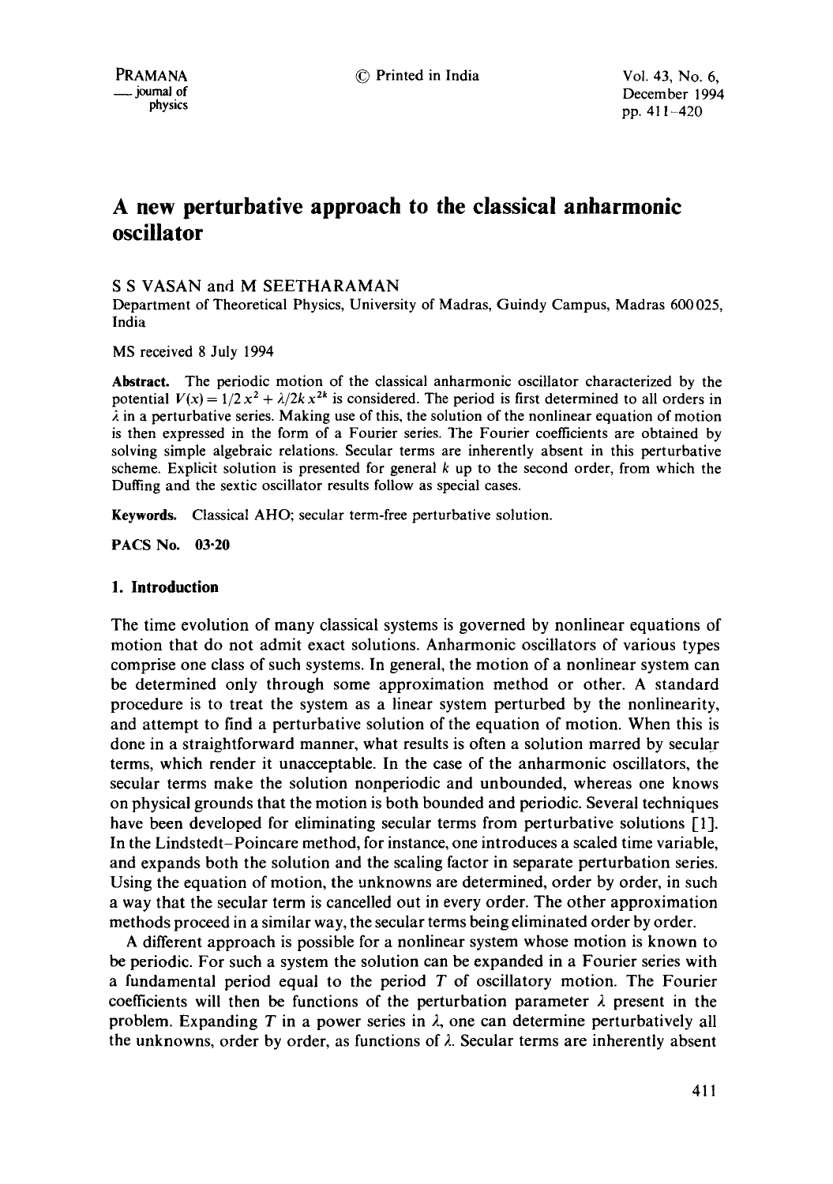# A new perturbative approach to the classical anharmonic oscillator

S S VASAN and M SEETHARAMAN

Department of Theoretical Physics, University of Madras, Guindy Campus, Madras 600 025, India

MS received 8 July 1994

**Abstract.** The periodic motion of the classical anharmonic oscillator characterized by the potential $V(x) = 1/2\, x^2 + \lambda/2k\, x^{2k}$ is considered. The period is first determined to all orders in $\lambda$ in a perturbative series. Making use of this, the solution of the nonlinear equation of motion is then expressed in the form of a Fourier series. The Fourier coefficients are obtained by solving simple algebraic relations. Secular terms are inherently absent in this perturbative scheme. Explicit solution is presented for general $k$ up to the second order, from which the Duffing and the sextic oscillator results follow as special cases.

**Keywords.** Classical AHO; secular term-free perturbative solution.

**PACS No.** 03·20

## 1. Introduction

The time evolution of many classical systems is governed by nonlinear equations of motion that do not admit exact solutions. Anharmonic oscillators of various types comprise one class of such systems. In general, the motion of a nonlinear system can be determined only through some approximation method or other. A standard procedure is to treat the system as a linear system perturbed by the nonlinearity, and attempt to find a perturbative solution of the equation of motion. When this is done in a straightforward manner, what results is often a solution marred by secular terms, which render it unacceptable. In the case of the anharmonic oscillators, the secular terms make the solution nonperiodic and unbounded, whereas one knows on physical grounds that the motion is both bounded and periodic. Several techniques have been developed for eliminating secular terms from perturbative solutions [1]. In the Lindstedt–Poincare method, for instance, one introduces a scaled time variable, and expands both the solution and the scaling factor in separate perturbation series. Using the equation of motion, the unknowns are determined, order by order, in such a way that the secular term is cancelled out in every order. The other approximation methods proceed in a similar way, the secular terms being eliminated order by order.

A different approach is possible for a nonlinear system whose motion is known to be periodic. For such a system the solution can be expanded in a Fourier series with a fundamental period equal to the period $T$ of oscillatory motion. The Fourier coefficients will then be functions of the perturbation parameter $\lambda$ present in the problem. Expanding $T$ in a power series in $\lambda$, one can determine perturbatively all the unknowns, order by order, as functions of $\lambda$. Secular terms are inherently absent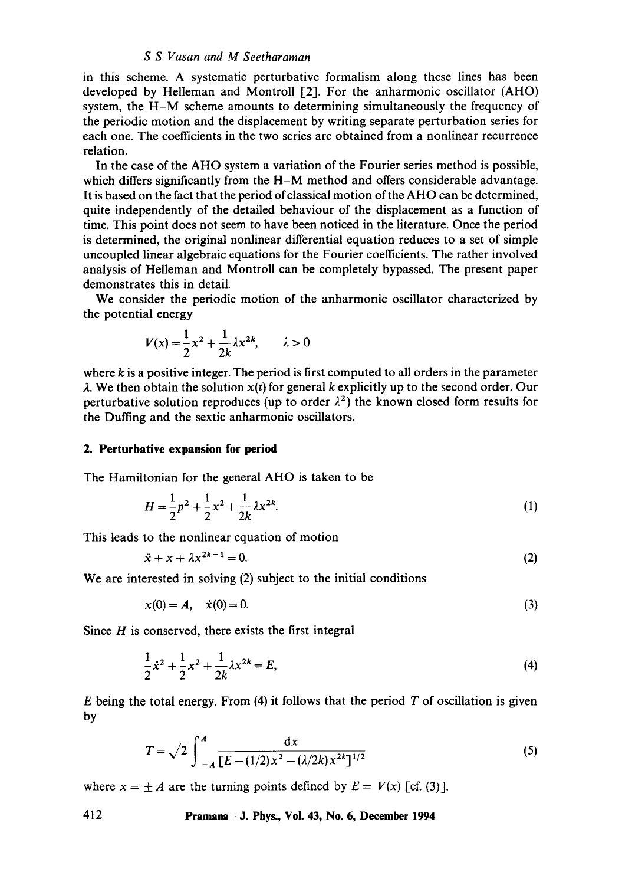in this scheme. A systematic perturbative formalism along these lines has been developed by Helleman and Montroll [2]. For the anharmonic oscillator (AHO) system, the H–M scheme amounts to determining simultaneously the frequency of the periodic motion and the displacement by writing separate perturbation series for each one. The coefficients in the two series are obtained from a nonlinear recurrence relation.

In the case of the AHO system a variation of the Fourier series method is possible, which differs significantly from the H–M method and offers considerable advantage. It is based on the fact that the period of classical motion of the AHO can be determined, quite independently of the detailed behaviour of the displacement as a function of time. This point does not seem to have been noticed in the literature. Once the period is determined, the original nonlinear differential equation reduces to a set of simple uncoupled linear algebraic equations for the Fourier coefficients. The rather involved analysis of Helleman and Montroll can be completely bypassed. The present paper demonstrates this in detail.

We consider the periodic motion of the anharmonic oscillator characterized by the potential energy

$$V(x) = \frac{1}{2}x^2 + \frac{1}{2k}\lambda x^{2k}, \qquad \lambda > 0$$

where $k$ is a positive integer. The period is first computed to all orders in the parameter $\lambda$. We then obtain the solution $x(t)$ for general $k$ explicitly up to the second order. Our perturbative solution reproduces (up to order $\lambda^2$) the known closed form results for the Duffing and the sextic anharmonic oscillators.

## 2. Perturbative expansion for period

The Hamiltonian for the general AHO is taken to be

$$H = \frac{1}{2}p^2 + \frac{1}{2}x^2 + \frac{1}{2k}\lambda x^{2k}. \tag{1}$$

This leads to the nonlinear equation of motion

$$\ddot{x} + x + \lambda x^{2k-1} = 0. \tag{2}$$

We are interested in solving (2) subject to the initial conditions

$$x(0) = A, \quad \dot{x}(0) = 0. \tag{3}$$

Since $H$ is conserved, there exists the first integral

$$\frac{1}{2}\dot{x}^2 + \frac{1}{2}x^2 + \frac{1}{2k}\lambda x^{2k} = E, \tag{4}$$

$E$ being the total energy. From (4) it follows that the period $T$ of oscillation is given by

$$T = \sqrt{2}\int_{-A}^{A} \frac{\mathrm{d}x}{[E - (1/2)x^2 - (\lambda/2k)x^{2k}]^{1/2}} \tag{5}$$

where $x = \pm A$ are the turning points defined by $E = V(x)$ [cf. (3)].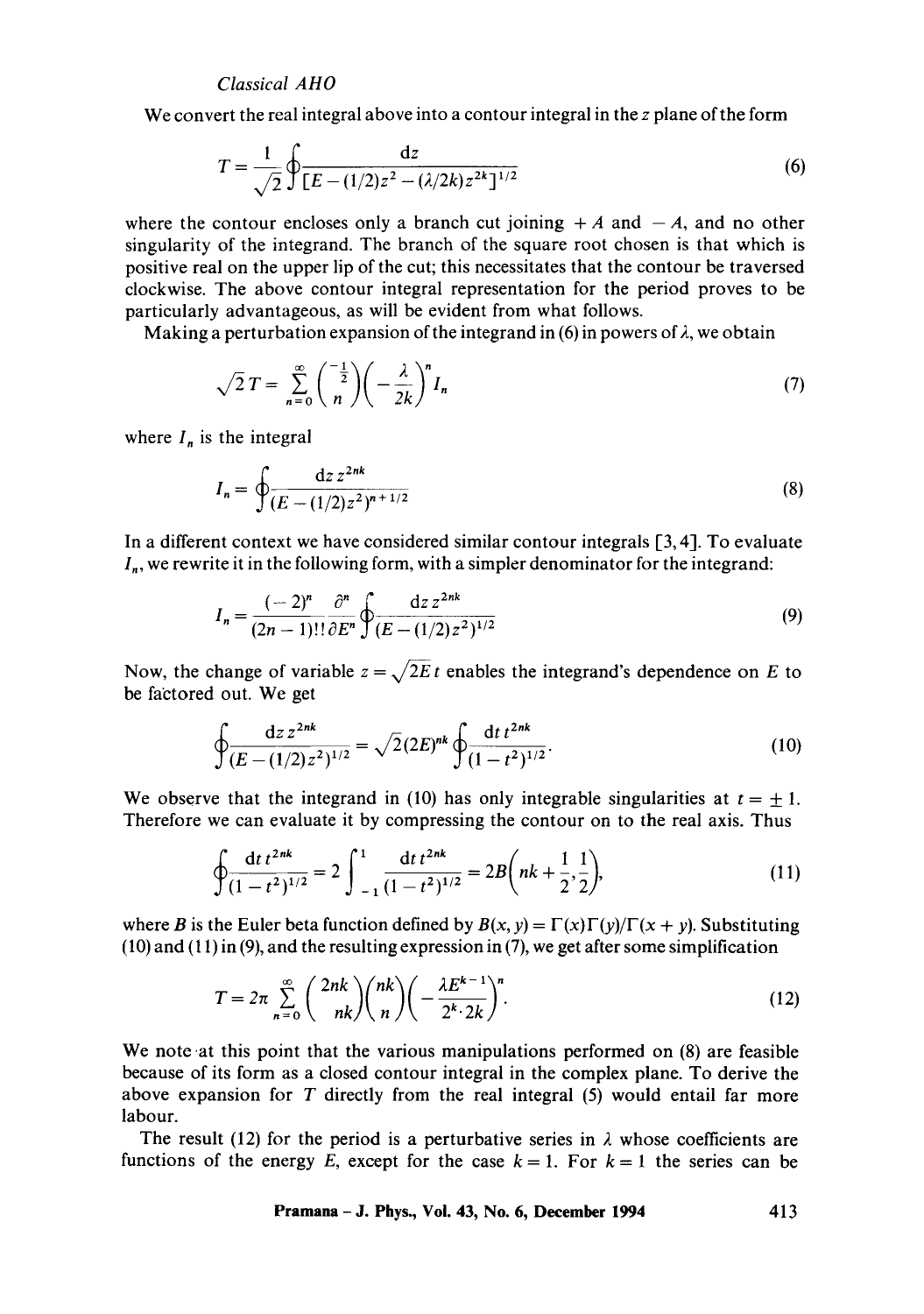*Classical AHO*

We convert the real integral above into a contour integral in the $z$ plane of the form

$$T = \frac{1}{\sqrt{2}} \oint \frac{\mathrm{d}z}{[E - (1/2)z^2 - (\lambda/2k)z^{2k}]^{1/2}} \tag{6}$$

where the contour encloses only a branch cut joining $+A$ and $-A$, and no other singularity of the integrand. The branch of the square root chosen is that which is positive real on the upper lip of the cut; this necessitates that the contour be traversed clockwise. The above contour integral representation for the period proves to be particularly advantageous, as will be evident from what follows.

Making a perturbation expansion of the integrand in (6) in powers of $\lambda$, we obtain

$$\sqrt{2}\, T = \sum_{n=0}^{\infty} \binom{-\frac{1}{2}}{n} \left(-\frac{\lambda}{2k}\right)^n I_n \tag{7}$$

where $I_n$ is the integral

$$I_n = \oint \frac{\mathrm{d}z\, z^{2nk}}{(E - (1/2)z^2)^{n+1/2}} \tag{8}$$

In a different context we have considered similar contour integrals [3, 4]. To evaluate $I_n$, we rewrite it in the following form, with a simpler denominator for the integrand:

$$I_n = \frac{(-2)^n}{(2n-1)!!} \frac{\partial^n}{\partial E^n} \oint \frac{\mathrm{d}z\, z^{2nk}}{(E - (1/2)z^2)^{1/2}} \tag{9}$$

Now, the change of variable $z = \sqrt{2E}\, t$ enables the integrand's dependence on $E$ to be factored out. We get

$$\oint \frac{\mathrm{d}z\, z^{2nk}}{(E - (1/2)z^2)^{1/2}} = \sqrt{2}(2E)^{nk} \oint \frac{\mathrm{d}t\, t^{2nk}}{(1 - t^2)^{1/2}}. \tag{10}$$

We observe that the integrand in (10) has only integrable singularities at $t = \pm 1$. Therefore we can evaluate it by compressing the contour on to the real axis. Thus

$$\oint \frac{\mathrm{d}t\, t^{2nk}}{(1-t^2)^{1/2}} = 2 \int_{-1}^{1} \frac{\mathrm{d}t\, t^{2nk}}{(1-t^2)^{1/2}} = 2B\left(nk + \frac{1}{2}, \frac{1}{2}\right), \tag{11}$$

where $B$ is the Euler beta function defined by $B(x, y) = \Gamma(x)\Gamma(y)/\Gamma(x+y)$. Substituting (10) and (11) in (9), and the resulting expression in (7), we get after some simplification

$$T = 2\pi \sum_{n=0}^{\infty} \binom{2nk}{nk} \binom{nk}{n} \left(-\frac{\lambda E^{k-1}}{2^k \cdot 2k}\right)^n. \tag{12}$$

We note at this point that the various manipulations performed on (8) are feasible because of its form as a closed contour integral in the complex plane. To derive the above expansion for $T$ directly from the real integral (5) would entail far more labour.

The result (12) for the period is a perturbative series in $\lambda$ whose coefficients are functions of the energy $E$, except for the case $k = 1$. For $k = 1$ the series can be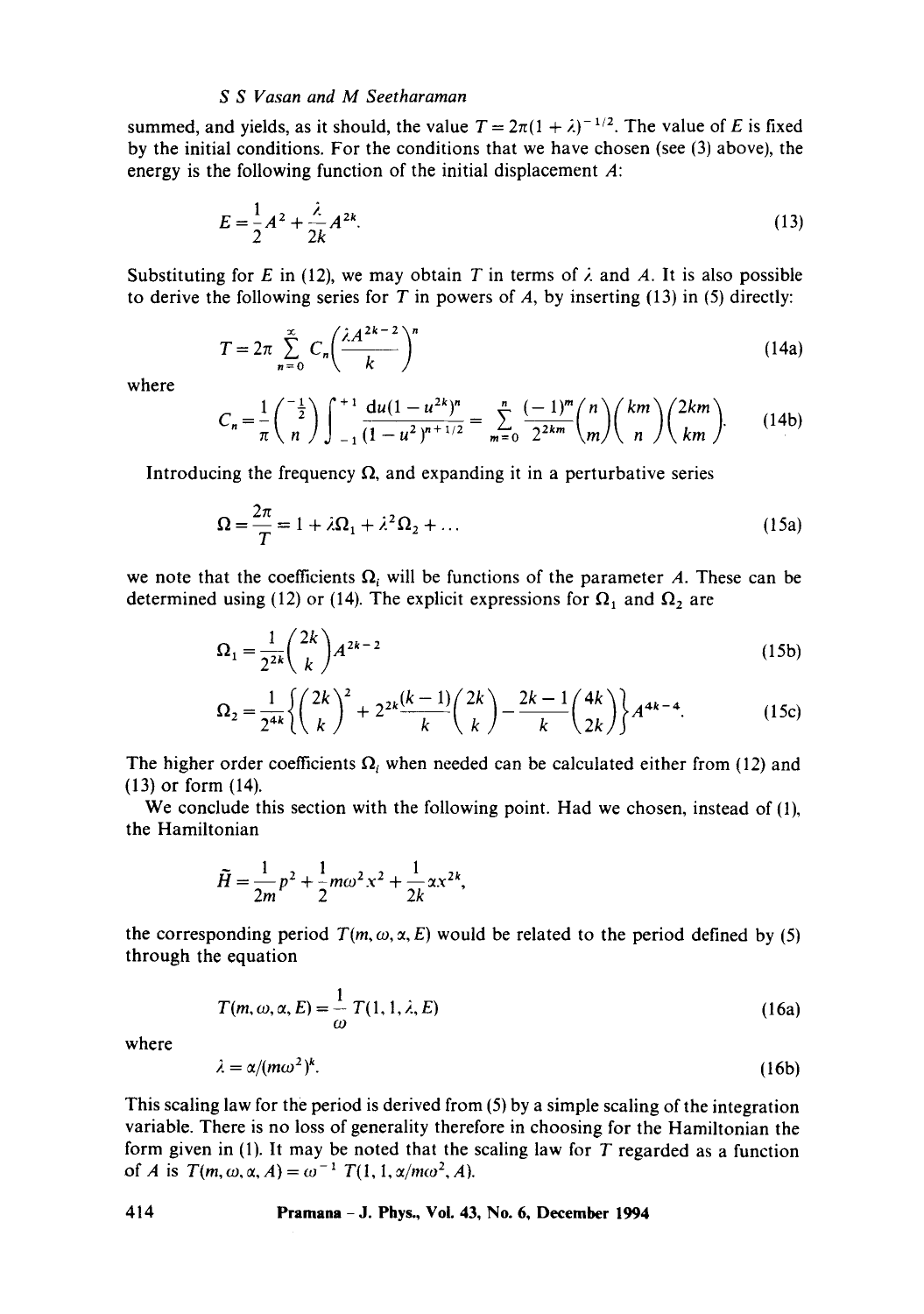summed, and yields, as it should, the value $T = 2\pi(1+\lambda)^{-1/2}$. The value of $E$ is fixed by the initial conditions. For the conditions that we have chosen (see (3) above), the energy is the following function of the initial displacement $A$:

$$E = \frac{1}{2}A^2 + \frac{\lambda}{2k}A^{2k}. \tag{13}$$

Substituting for $E$ in (12), we may obtain $T$ in terms of $\lambda$ and $A$. It is also possible to derive the following series for $T$ in powers of $A$, by inserting (13) in (5) directly:

$$T = 2\pi \sum_{n=0}^{\infty} C_n \left(\frac{\lambda A^{2k-2}}{k}\right)^n \tag{14a}$$

where

$$C_n = \frac{1}{\pi}\binom{-\frac{1}{2}}{n}\int_{-1}^{+1}\frac{\mathrm{d}u(1-u^{2k})^n}{(1-u^2)^{n+1/2}} = \sum_{m=0}^{n}\frac{(-1)^m}{2^{2km}}\binom{n}{m}\binom{km}{n}\binom{2km}{km}. \tag{14b}$$

Introducing the frequency $\Omega$, and expanding it in a perturbative series

$$\Omega = \frac{2\pi}{T} = 1 + \lambda\Omega_1 + \lambda^2\Omega_2 + \dots \tag{15a}$$

we note that the coefficients $\Omega_i$ will be functions of the parameter $A$. These can be determined using (12) or (14). The explicit expressions for $\Omega_1$ and $\Omega_2$ are

$$\Omega_1 = \frac{1}{2^{2k}}\binom{2k}{k}A^{2k-2} \tag{15b}$$

$$\Omega_2 = \frac{1}{2^{4k}}\left\{\binom{2k}{k}^2 + 2^{2k}\frac{(k-1)}{k}\binom{2k}{k} - \frac{2k-1}{k}\binom{4k}{2k}\right\}A^{4k-4}. \tag{15c}$$

The higher order coefficients $\Omega_i$ when needed can be calculated either from (12) and (13) or form (14).

We conclude this section with the following point. Had we chosen, instead of (1), the Hamiltonian

$$\tilde{H} = \frac{1}{2m}p^2 + \frac{1}{2}m\omega^2 x^2 + \frac{1}{2k}\alpha x^{2k},$$

the corresponding period $T(m,\omega,\alpha,E)$ would be related to the period defined by (5) through the equation

$$T(m,\omega,\alpha,E) = \frac{1}{\omega}T(1,1,\lambda,E) \tag{16a}$$

where

$$\lambda = \alpha/(m\omega^2)^k. \tag{16b}$$

This scaling law for the period is derived from (5) by a simple scaling of the integration variable. There is no loss of generality therefore in choosing for the Hamiltonian the form given in (1). It may be noted that the scaling law for $T$ regarded as a function of $A$ is $T(m,\omega,\alpha,A) = \omega^{-1}\,T(1,1,\alpha/m\omega^2,A)$.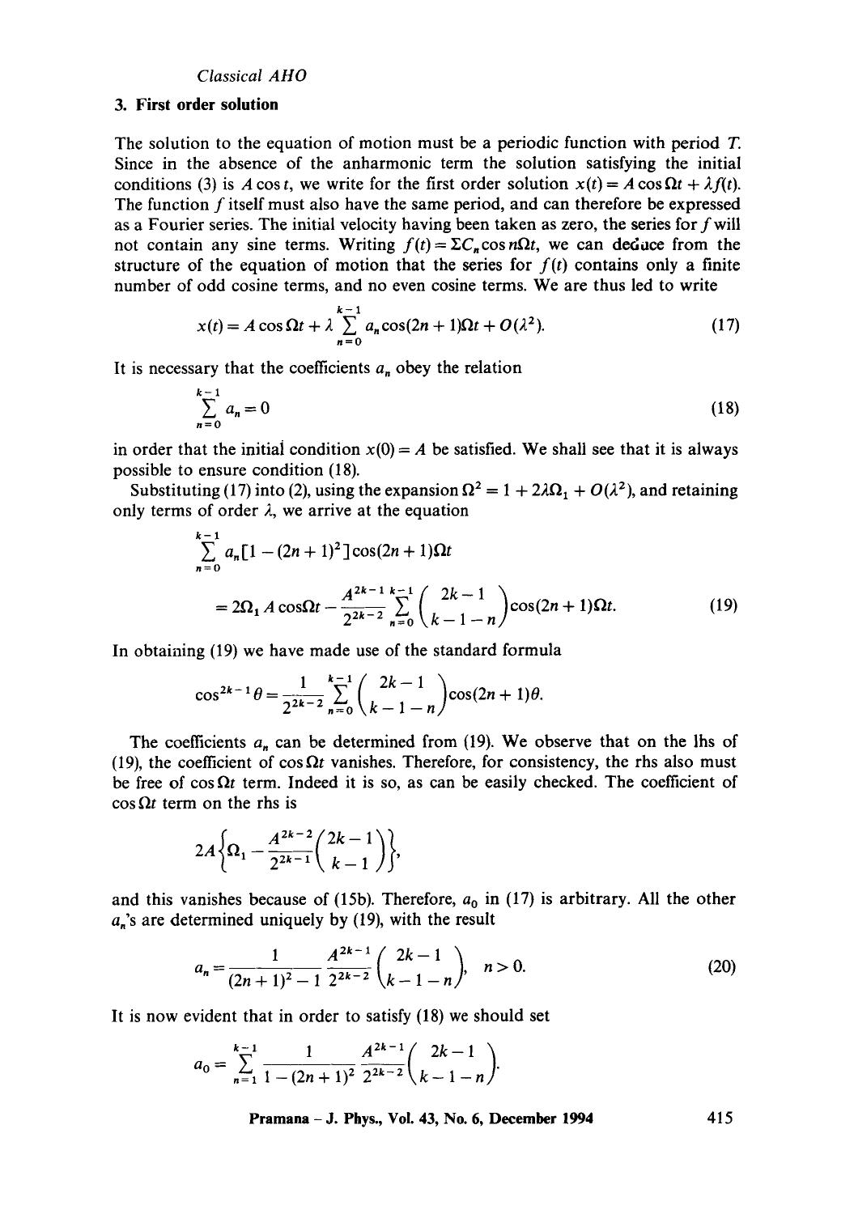## 3. First order solution

The solution to the equation of motion must be a periodic function with period $T$. Since in the absence of the anharmonic term the solution satisfying the initial conditions (3) is $A\cos t$, we write for the first order solution $x(t) = A\cos\Omega t + \lambda f(t)$. The function $f$ itself must also have the same period, and can therefore be expressed as a Fourier series. The initial velocity having been taken as zero, the series for $f$ will not contain any sine terms. Writing $f(t) = \Sigma C_n \cos n\Omega t$, we can deduce from the structure of the equation of motion that the series for $f(t)$ contains only a finite number of odd cosine terms, and no even cosine terms. We are thus led to write

$$x(t) = A\cos\Omega t + \lambda \sum_{n=0}^{k-1} a_n \cos(2n+1)\Omega t + O(\lambda^2). \tag{17}$$

It is necessary that the coefficients $a_n$ obey the relation

$$\sum_{n=0}^{k-1} a_n = 0 \tag{18}$$

in order that the initial condition $x(0) = A$ be satisfied. We shall see that it is always possible to ensure condition (18).

Substituting (17) into (2), using the expansion $\Omega^2 = 1 + 2\lambda\Omega_1 + O(\lambda^2)$, and retaining only terms of order $\lambda$, we arrive at the equation

$$\sum_{n=0}^{k-1} a_n[1-(2n+1)^2]\cos(2n+1)\Omega t$$
$$= 2\Omega_1 A\cos\Omega t - \frac{A^{2k-1}}{2^{2k-2}} \sum_{n=0}^{k-1} \binom{2k-1}{k-1-n} \cos(2n+1)\Omega t. \tag{19}$$

In obtaining (19) we have made use of the standard formula

$$\cos^{2k-1}\theta = \frac{1}{2^{2k-2}} \sum_{n=0}^{k-1} \binom{2k-1}{k-1-n} \cos(2n+1)\theta.$$

The coefficients $a_n$ can be determined from (19). We observe that on the lhs of (19), the coefficient of $\cos\Omega t$ vanishes. Therefore, for consistency, the rhs also must be free of $\cos\Omega t$ term. Indeed it is so, as can be easily checked. The coefficient of $\cos\Omega t$ term on the rhs is

$$2A\left\{\Omega_1 - \frac{A^{2k-2}}{2^{2k-1}}\binom{2k-1}{k-1}\right\},$$

and this vanishes because of (15b). Therefore, $a_0$ in (17) is arbitrary. All the other $a_n$'s are determined uniquely by (19), with the result

$$a_n = \frac{1}{(2n+1)^2 - 1} \frac{A^{2k-1}}{2^{2k-2}} \binom{2k-1}{k-1-n}, \quad n > 0. \tag{20}$$

It is now evident that in order to satisfy (18) we should set

$$a_0 = \sum_{n=1}^{k-1} \frac{1}{1-(2n+1)^2} \frac{A^{2k-1}}{2^{2k-2}} \binom{2k-1}{k-1-n}.$$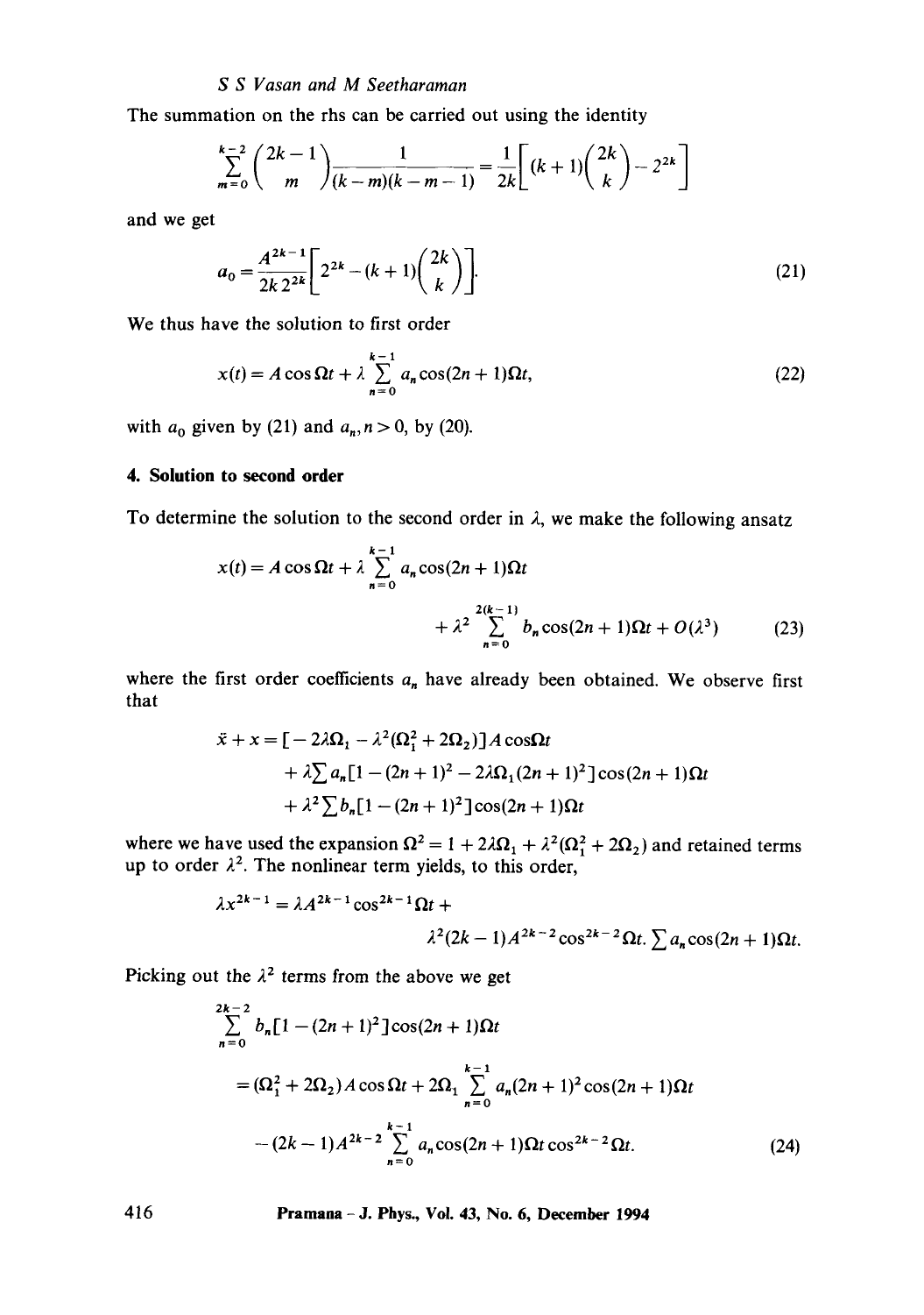The summation on the rhs can be carried out using the identity

$$\sum_{m=0}^{k-2} \binom{2k-1}{m} \frac{1}{(k-m)(k-m-1)} = \frac{1}{2k}\left[(k+1)\binom{2k}{k} - 2^{2k}\right]$$

and we get

$$a_0 = \frac{A^{2k-1}}{2k\,2^{2k}}\left[2^{2k} - (k+1)\binom{2k}{k}\right]. \tag{21}$$

We thus have the solution to first order

$$x(t) = A\cos\Omega t + \lambda \sum_{n=0}^{k-1} a_n \cos(2n+1)\Omega t, \tag{22}$$

with $a_0$ given by (21) and $a_n, n > 0$, by (20).

## 4. Solution to second order

To determine the solution to the second order in $\lambda$, we make the following ansatz

$$x(t) = A\cos\Omega t + \lambda \sum_{n=0}^{k-1} a_n \cos(2n+1)\Omega t + \lambda^2 \sum_{n=0}^{2(k-1)} b_n \cos(2n+1)\Omega t + O(\lambda^3) \tag{23}$$

where the first order coefficients $a_n$ have already been obtained. We observe first that

$$\begin{aligned}
\ddot{x} + x = {} & [-2\lambda\Omega_1 - \lambda^2(\Omega_1^2 + 2\Omega_2)]A\cos\Omega t \\
& + \lambda \sum a_n [1 - (2n+1)^2 - 2\lambda\Omega_1(2n+1)^2]\cos(2n+1)\Omega t \\
& + \lambda^2 \sum b_n [1 - (2n+1)^2]\cos(2n+1)\Omega t
\end{aligned}$$

where we have used the expansion $\Omega^2 = 1 + 2\lambda\Omega_1 + \lambda^2(\Omega_1^2 + 2\Omega_2)$ and retained terms up to order $\lambda^2$. The nonlinear term yields, to this order,

$$\lambda x^{2k-1} = \lambda A^{2k-1}\cos^{2k-1}\Omega t + \lambda^2(2k-1)A^{2k-2}\cos^{2k-2}\Omega t. \sum a_n \cos(2n+1)\Omega t.$$

Picking out the $\lambda^2$ terms from the above we get

$$\begin{aligned}
\sum_{n=0}^{2k-2} b_n [1 - (2n+1)^2]\cos(2n+1)\Omega t
= {} & (\Omega_1^2 + 2\Omega_2)A\cos\Omega t + 2\Omega_1 \sum_{n=0}^{k-1} a_n (2n+1)^2 \cos(2n+1)\Omega t \\
& - (2k-1)A^{2k-2} \sum_{n=0}^{k-1} a_n \cos(2n+1)\Omega t \cos^{2k-2}\Omega t.
\end{aligned} \tag{24}$$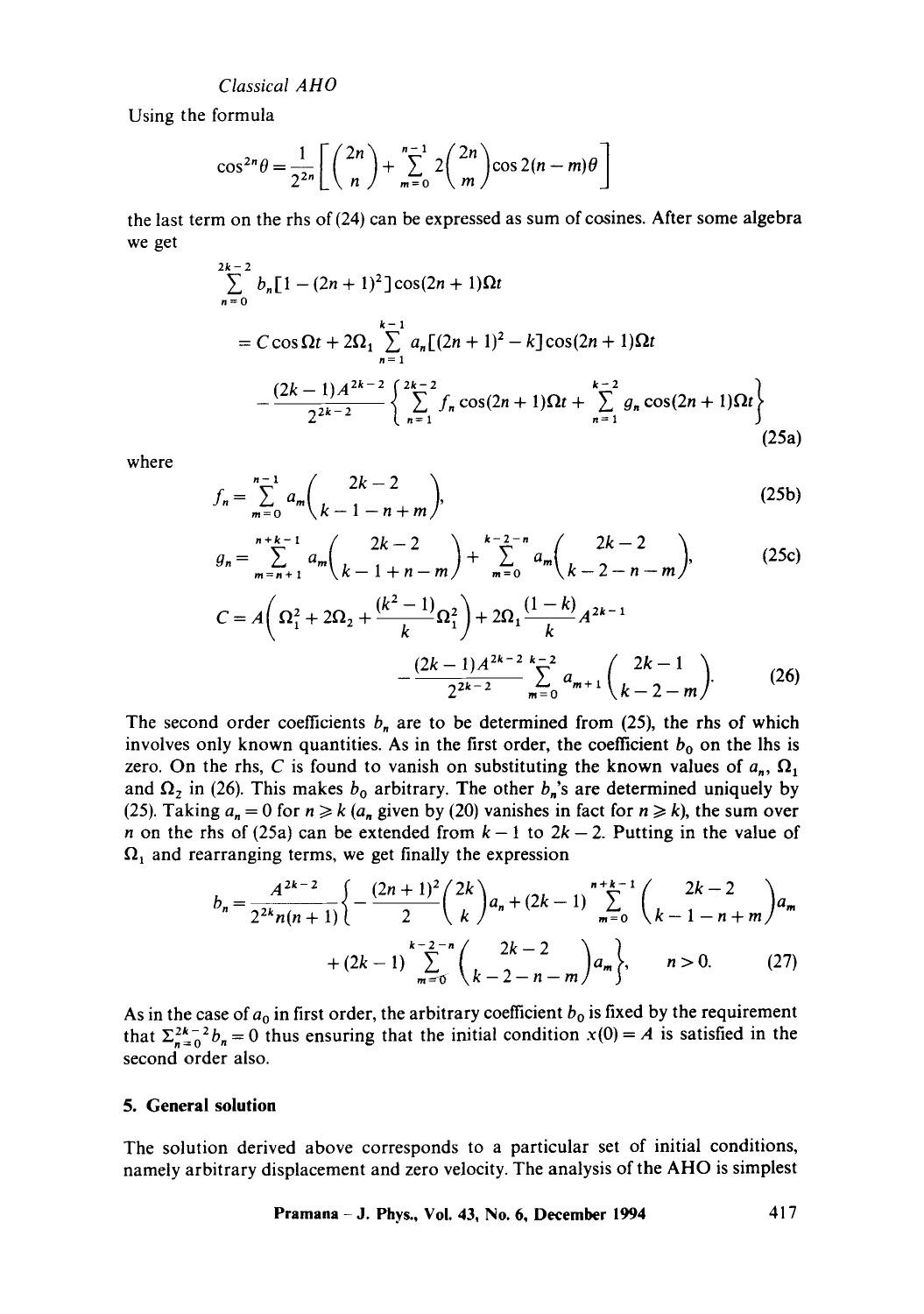*Classical AHO*

Using the formula

$$\cos^{2n}\theta = \frac{1}{2^{2n}}\left[\binom{2n}{n} + \sum_{m=0}^{n-1} 2\binom{2n}{m}\cos 2(n-m)\theta\right]$$

the last term on the rhs of (24) can be expressed as sum of cosines. After some algebra we get

$$\sum_{n=0}^{2k-2} b_n[1-(2n+1)^2]\cos(2n+1)\Omega t$$

$$= C\cos\Omega t + 2\Omega_1 \sum_{n=1}^{k-1} a_n[(2n+1)^2 - k]\cos(2n+1)\Omega t$$

$$- \frac{(2k-1)A^{2k-2}}{2^{2k-2}}\left\{\sum_{n=1}^{2k-2} f_n\cos(2n+1)\Omega t + \sum_{n=1}^{k-2} g_n \cos(2n+1)\Omega t\right\} \tag{25a}$$

where

$$f_n = \sum_{m=0}^{n-1} a_m \binom{2k-2}{k-1-n+m}, \tag{25b}$$

$$g_n = \sum_{m=n+1}^{n+k-1} a_m \binom{2k-2}{k-1+n-m} + \sum_{m=0}^{k-2-n} a_m \binom{2k-2}{k-2-n-m}, \tag{25c}$$

$$C = A\left(\Omega_1^2 + 2\Omega_2 + \frac{(k^2-1)}{k}\Omega_1^2\right) + 2\Omega_1\frac{(1-k)}{k}A^{2k-1}$$

$$- \frac{(2k-1)A^{2k-2}}{2^{2k-2}}\sum_{m=0}^{k-2} a_{m+1}\binom{2k-1}{k-2-m}. \tag{26}$$

The second order coefficients $b_n$ are to be determined from (25), the rhs of which involves only known quantities. As in the first order, the coefficient $b_0$ on the lhs is zero. On the rhs, $C$ is found to vanish on substituting the known values of $a_n$, $\Omega_1$ and $\Omega_2$ in (26). This makes $b_0$ arbitrary. The other $b_n$'s are determined uniquely by (25). Taking $a_n = 0$ for $n \geqslant k$ ($a_n$ given by (20) vanishes in fact for $n \geqslant k$), the sum over $n$ on the rhs of (25a) can be extended from $k-1$ to $2k-2$. Putting in the value of $\Omega_1$ and rearranging terms, we get finally the expression

$$b_n = \frac{A^{2k-2}}{2^{2k}n(n+1)}\left\{-\frac{(2n+1)^2}{2}\binom{2k}{k}a_n + (2k-1)\sum_{m=0}^{n+k-1}\binom{2k-2}{k-1-n+m}a_m\right.$$

$$\left. + (2k-1)\sum_{m=0}^{k-2-n}\binom{2k-2}{k-2-n-m}a_m\right\}, \qquad n > 0. \tag{27}$$

As in the case of $a_0$ in first order, the arbitrary coefficient $b_0$ is fixed by the requirement that $\Sigma_{n=0}^{2k-2} b_n = 0$ thus ensuring that the initial condition $x(0) = A$ is satisfied in the second order also.

## 5. General solution

The solution derived above corresponds to a particular set of initial conditions, namely arbitrary displacement and zero velocity. The analysis of the AHO is simplest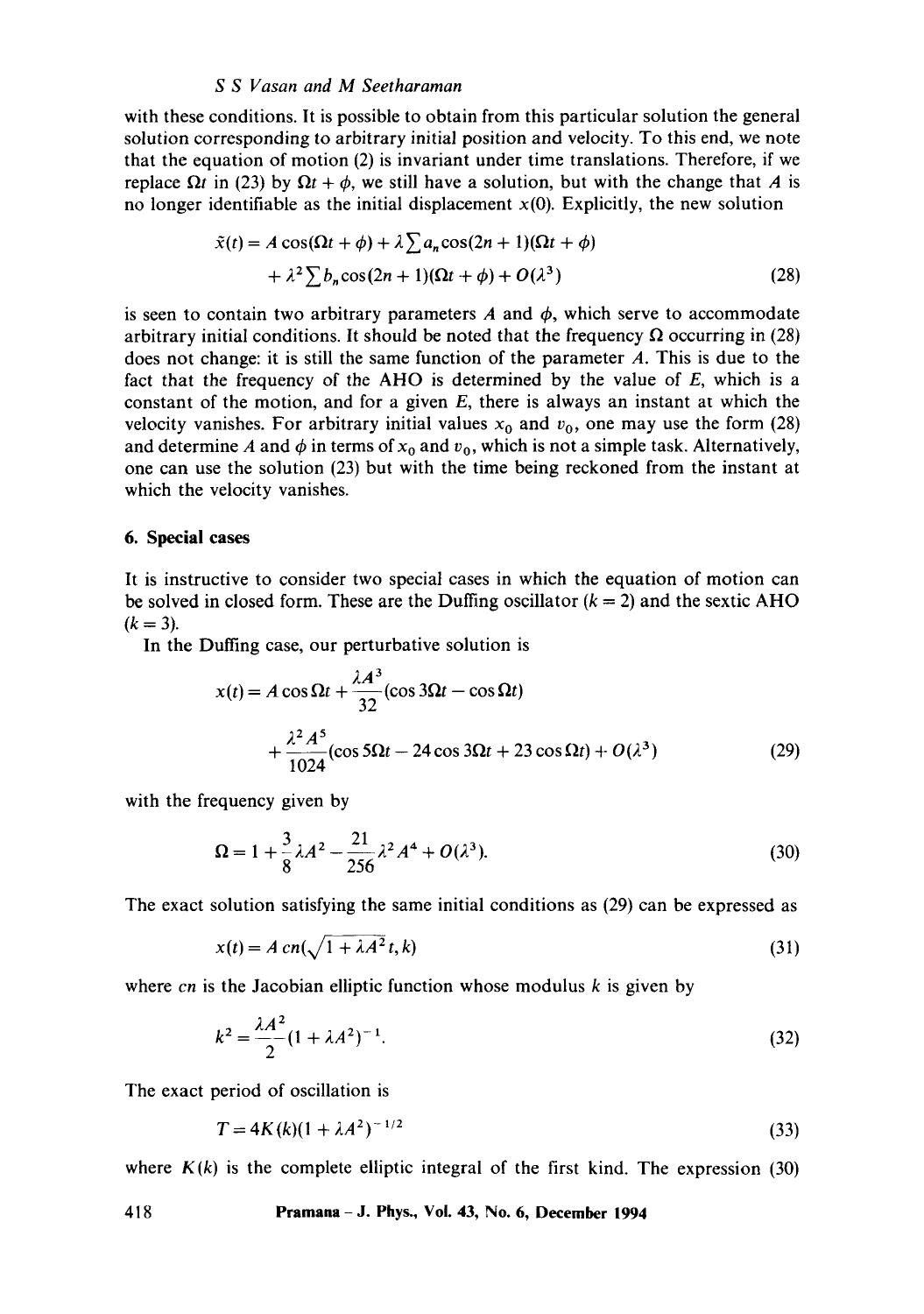with these conditions. It is possible to obtain from this particular solution the general solution corresponding to arbitrary initial position and velocity. To this end, we note that the equation of motion (2) is invariant under time translations. Therefore, if we replace $\Omega t$ in (23) by $\Omega t + \phi$, we still have a solution, but with the change that $A$ is no longer identifiable as the initial displacement $x(0)$. Explicitly, the new solution

$$\tilde{x}(t) = A\cos(\Omega t + \phi) + \lambda \sum a_n \cos(2n+1)(\Omega t + \phi) + \lambda^2 \sum b_n \cos(2n+1)(\Omega t + \phi) + O(\lambda^3) \tag{28}$$

is seen to contain two arbitrary parameters $A$ and $\phi$, which serve to accommodate arbitrary initial conditions. It should be noted that the frequency $\Omega$ occurring in (28) does not change: it is still the same function of the parameter $A$. This is due to the fact that the frequency of the AHO is determined by the value of $E$, which is a constant of the motion, and for a given $E$, there is always an instant at which the velocity vanishes. For arbitrary initial values $x_0$ and $v_0$, one may use the form (28) and determine $A$ and $\phi$ in terms of $x_0$ and $v_0$, which is not a simple task. Alternatively, one can use the solution (23) but with the time being reckoned from the instant at which the velocity vanishes.

## 6. Special cases

It is instructive to consider two special cases in which the equation of motion can be solved in closed form. These are the Duffing oscillator ($k = 2$) and the sextic AHO ($k = 3$).

In the Duffing case, our perturbative solution is

$$x(t) = A\cos\Omega t + \frac{\lambda A^3}{32}(\cos 3\Omega t - \cos\Omega t) + \frac{\lambda^2 A^5}{1024}(\cos 5\Omega t - 24\cos 3\Omega t + 23\cos\Omega t) + O(\lambda^3) \tag{29}$$

with the frequency given by

$$\Omega = 1 + \frac{3}{8}\lambda A^2 - \frac{21}{256}\lambda^2 A^4 + O(\lambda^3). \tag{30}$$

The exact solution satisfying the same initial conditions as (29) can be expressed as

$$x(t) = A\, cn(\sqrt{1 + \lambda A^2}\, t, k) \tag{31}$$

where $cn$ is the Jacobian elliptic function whose modulus $k$ is given by

$$k^2 = \frac{\lambda A^2}{2}(1 + \lambda A^2)^{-1}. \tag{32}$$

The exact period of oscillation is

$$T = 4K(k)(1 + \lambda A^2)^{-1/2} \tag{33}$$

where $K(k)$ is the complete elliptic integral of the first kind. The expression (30)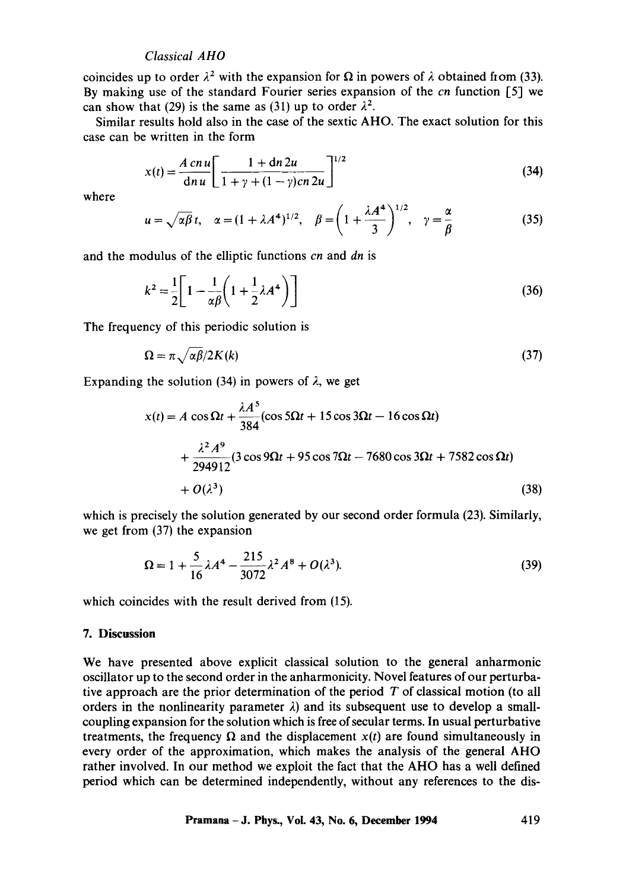coincides up to order $\lambda^2$ with the expansion for $\Omega$ in powers of $\lambda$ obtained from (33). By making use of the standard Fourier series expansion of the $cn$ function [5] we can show that (29) is the same as (31) up to order $\lambda^2$.

Similar results hold also in the case of the sextic AHO. The exact solution for this case can be written in the form

$$x(t) = \frac{A\, cn\, u}{dn\, u}\left[\frac{1 + dn\, 2u}{1 + \gamma + (1-\gamma) cn\, 2u}\right]^{1/2} \tag{34}$$

where

$$u = \sqrt{\alpha\beta}\, t, \quad \alpha = (1 + \lambda A^4)^{1/2}, \quad \beta = \left(1 + \frac{\lambda A^4}{3}\right)^{1/2}, \quad \gamma = \frac{\alpha}{\beta} \tag{35}$$

and the modulus of the elliptic functions $cn$ and $dn$ is

$$k^2 = \frac{1}{2}\left[1 - \frac{1}{\alpha\beta}\left(1 + \frac{1}{2}\lambda A^4\right)\right] \tag{36}$$

The frequency of this periodic solution is

$$\Omega = \pi\sqrt{\alpha\beta}/2K(k) \tag{37}$$

Expanding the solution (34) in powers of $\lambda$, we get

$$\begin{aligned} x(t) = {} & A\cos\Omega t + \frac{\lambda A^5}{384}(\cos 5\Omega t + 15\cos 3\Omega t - 16\cos\Omega t) \\ & + \frac{\lambda^2 A^9}{294912}(3\cos 9\Omega t + 95\cos 7\Omega t - 7680\cos 3\Omega t + 7582\cos\Omega t) \\ & + O(\lambda^3) \end{aligned} \tag{38}$$

which is precisely the solution generated by our second order formula (23). Similarly, we get from (37) the expansion

$$\Omega = 1 + \frac{5}{16}\lambda A^4 - \frac{215}{3072}\lambda^2 A^8 + O(\lambda^3). \tag{39}$$

which coincides with the result derived from (15).

## 7. Discussion

We have presented above explicit classical solution to the general anharmonic oscillator up to the second order in the anharmonicity. Novel features of our perturbative approach are the prior determination of the period $T$ of classical motion (to all orders in the nonlinearity parameter $\lambda$) and its subsequent use to develop a small-coupling expansion for the solution which is free of secular terms. In usual perturbative treatments, the frequency $\Omega$ and the displacement $x(t)$ are found simultaneously in every order of the approximation, which makes the analysis of the general AHO rather involved. In our method we exploit the fact that the AHO has a well defined period which can be determined independently, without any references to the dis-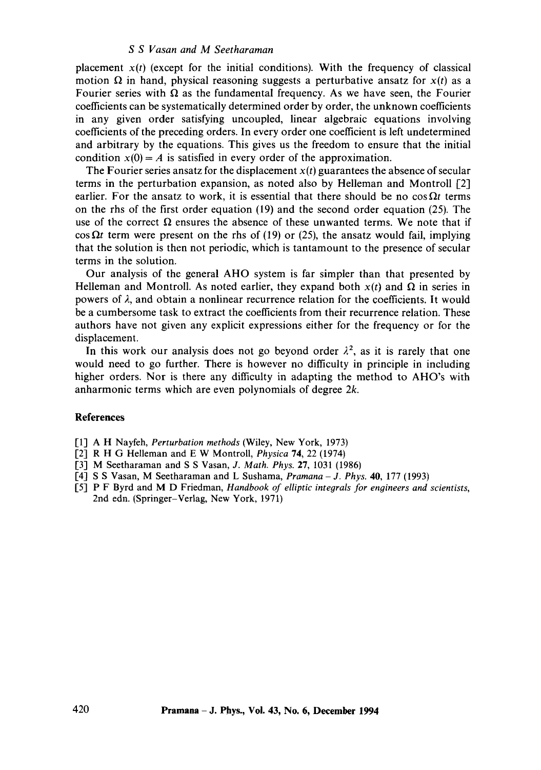placement $x(t)$ (except for the initial conditions). With the frequency of classical motion $\Omega$ in hand, physical reasoning suggests a perturbative ansatz for $x(t)$ as a Fourier series with $\Omega$ as the fundamental frequency. As we have seen, the Fourier coefficients can be systematically determined order by order, the unknown coefficients in any given order satisfying uncoupled, linear algebraic equations involving coefficients of the preceding orders. In every order one coefficient is left undetermined and arbitrary by the equations. This gives us the freedom to ensure that the initial condition $x(0) = A$ is satisfied in every order of the approximation.

The Fourier series ansatz for the displacement $x(t)$ guarantees the absence of secular terms in the perturbation expansion, as noted also by Helleman and Montroll [2] earlier. For the ansatz to work, it is essential that there should be no $\cos \Omega t$ terms on the rhs of the first order equation (19) and the second order equation (25). The use of the correct $\Omega$ ensures the absence of these unwanted terms. We note that if $\cos \Omega t$ term were present on the rhs of (19) or (25), the ansatz would fail, implying that the solution is then not periodic, which is tantamount to the presence of secular terms in the solution.

Our analysis of the general AHO system is far simpler than that presented by Helleman and Montroll. As noted earlier, they expand both $x(t)$ and $\Omega$ in series in powers of $\lambda$, and obtain a nonlinear recurrence relation for the coefficients. It would be a cumbersome task to extract the coefficients from their recurrence relation. These authors have not given any explicit expressions either for the frequency or for the displacement.

In this work our analysis does not go beyond order $\lambda^2$, as it is rarely that one would need to go further. There is however no difficulty in principle in including higher orders. Nor is there any difficulty in adapting the method to AHO's with anharmonic terms which are even polynomials of degree $2k$.

## References

[1] A H Nayfeh, *Perturbation methods* (Wiley, New York, 1973)

[2] R H G Helleman and E W Montroll, *Physica* **74**, 22 (1974)

[3] M Seetharaman and S S Vasan, *J. Math. Phys.* **27**, 1031 (1986)

[4] S S Vasan, M Seetharaman and L Sushama, *Pramana – J. Phys.* **40**, 177 (1993)

[5] P F Byrd and M D Friedman, *Handbook of elliptic integrals for engineers and scientists*, 2nd edn. (Springer–Verlag, New York, 1971)